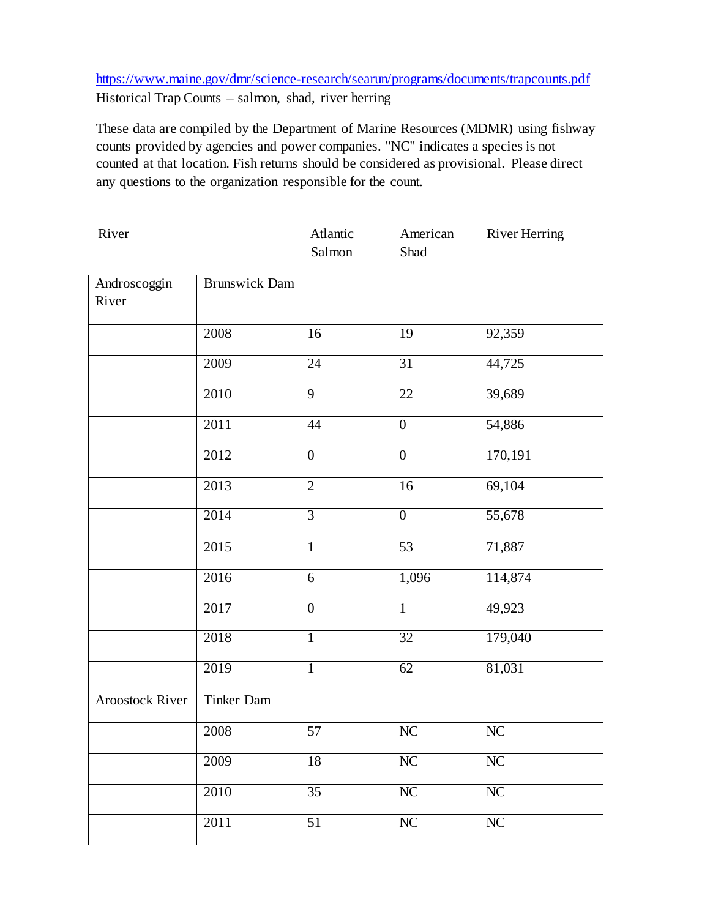https://www.maine.gov/dmr/science-research/searun/programs/documents/trapcounts.pdf
Historical Trap Counts – salmon, shad, river herring

These data are compiled by the Department of Marine Resources (MDMR) using fishway counts provided by agencies and power companies. "NC" indicates a species is not counted at that location. Fish returns should be considered as provisional. Please direct any questions to the organization responsible for the count.

| River | | Atlantic Salmon | American Shad | River Herring |
|---|---|---|---|---|
| Androscoggin River | Brunswick Dam | | | |
| | 2008 | 16 | 19 | 92,359 |
| | 2009 | 24 | 31 | 44,725 |
| | 2010 | 9 | 22 | 39,689 |
| | 2011 | 44 | 0 | 54,886 |
| | 2012 | 0 | 0 | 170,191 |
| | 2013 | 2 | 16 | 69,104 |
| | 2014 | 3 | 0 | 55,678 |
| | 2015 | 1 | 53 | 71,887 |
| | 2016 | 6 | 1,096 | 114,874 |
| | 2017 | 0 | 1 | 49,923 |
| | 2018 | 1 | 32 | 179,040 |
| | 2019 | 1 | 62 | 81,031 |
| Aroostock River | Tinker Dam | | | |
| | 2008 | 57 | NC | NC |
| | 2009 | 18 | NC | NC |
| | 2010 | 35 | NC | NC |
| | 2011 | 51 | NC | NC |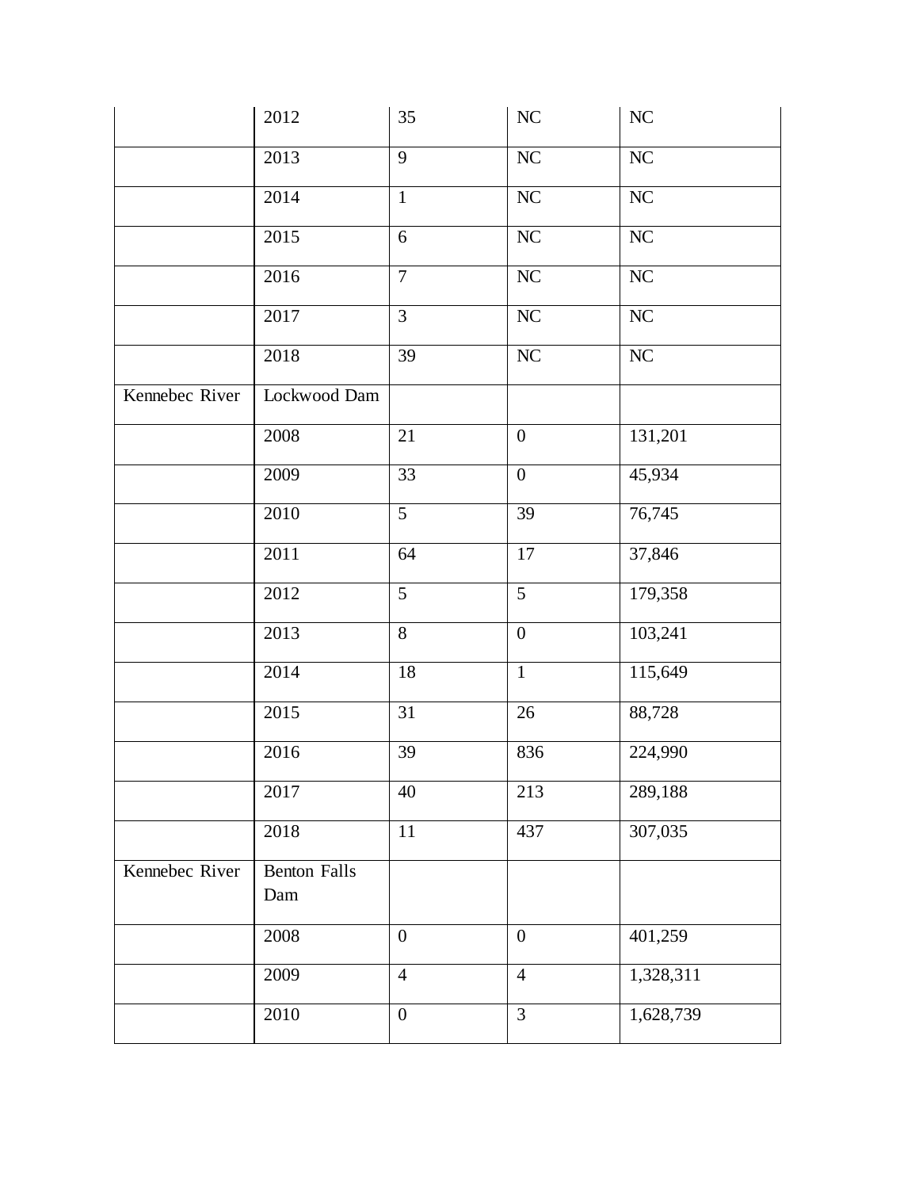| | | | | |
|---|---|---|---|---|
| | 2012 | 35 | NC | NC |
| | 2013 | 9 | NC | NC |
| | 2014 | 1 | NC | NC |
| | 2015 | 6 | NC | NC |
| | 2016 | 7 | NC | NC |
| | 2017 | 3 | NC | NC |
| | 2018 | 39 | NC | NC |
| Kennebec River | Lockwood Dam | | | |
| | 2008 | 21 | 0 | 131,201 |
| | 2009 | 33 | 0 | 45,934 |
| | 2010 | 5 | 39 | 76,745 |
| | 2011 | 64 | 17 | 37,846 |
| | 2012 | 5 | 5 | 179,358 |
| | 2013 | 8 | 0 | 103,241 |
| | 2014 | 18 | 1 | 115,649 |
| | 2015 | 31 | 26 | 88,728 |
| | 2016 | 39 | 836 | 224,990 |
| | 2017 | 40 | 213 | 289,188 |
| | 2018 | 11 | 437 | 307,035 |
| Kennebec River | Benton Falls Dam | | | |
| | 2008 | 0 | 0 | 401,259 |
| | 2009 | 4 | 4 | 1,328,311 |
| | 2010 | 0 | 3 | 1,628,739 |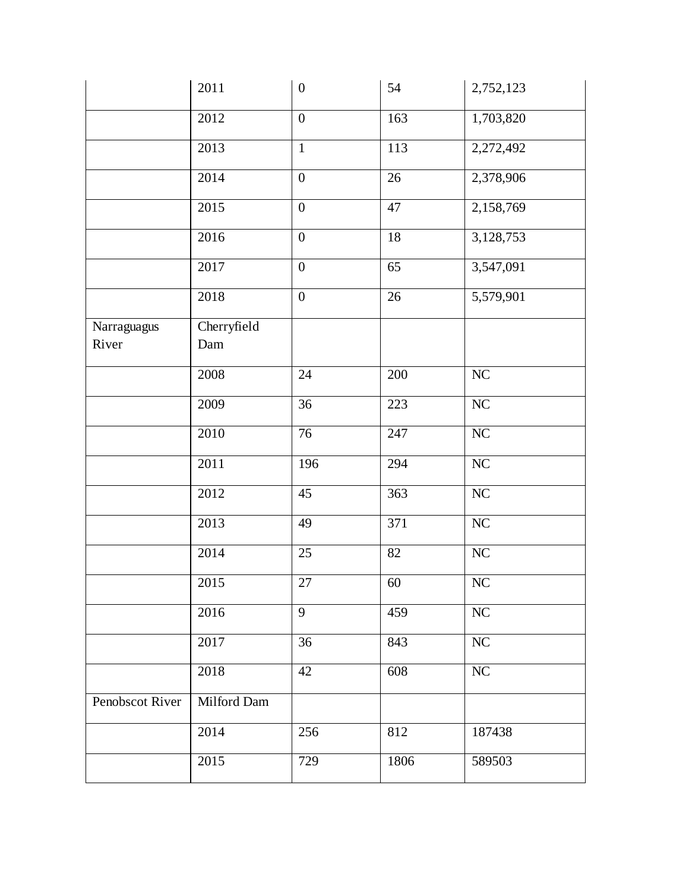| | | | | |
|---|---|---|---|---|
| | 2011 | 0 | 54 | 2,752,123 |
| | 2012 | 0 | 163 | 1,703,820 |
| | 2013 | 1 | 113 | 2,272,492 |
| | 2014 | 0 | 26 | 2,378,906 |
| | 2015 | 0 | 47 | 2,158,769 |
| | 2016 | 0 | 18 | 3,128,753 |
| | 2017 | 0 | 65 | 3,547,091 |
| | 2018 | 0 | 26 | 5,579,901 |
| Narraguagus River | Cherryfield Dam | | | |
| | 2008 | 24 | 200 | NC |
| | 2009 | 36 | 223 | NC |
| | 2010 | 76 | 247 | NC |
| | 2011 | 196 | 294 | NC |
| | 2012 | 45 | 363 | NC |
| | 2013 | 49 | 371 | NC |
| | 2014 | 25 | 82 | NC |
| | 2015 | 27 | 60 | NC |
| | 2016 | 9 | 459 | NC |
| | 2017 | 36 | 843 | NC |
| | 2018 | 42 | 608 | NC |
| Penobscot River | Milford Dam | | | |
| | 2014 | 256 | 812 | 187438 |
| | 2015 | 729 | 1806 | 589503 |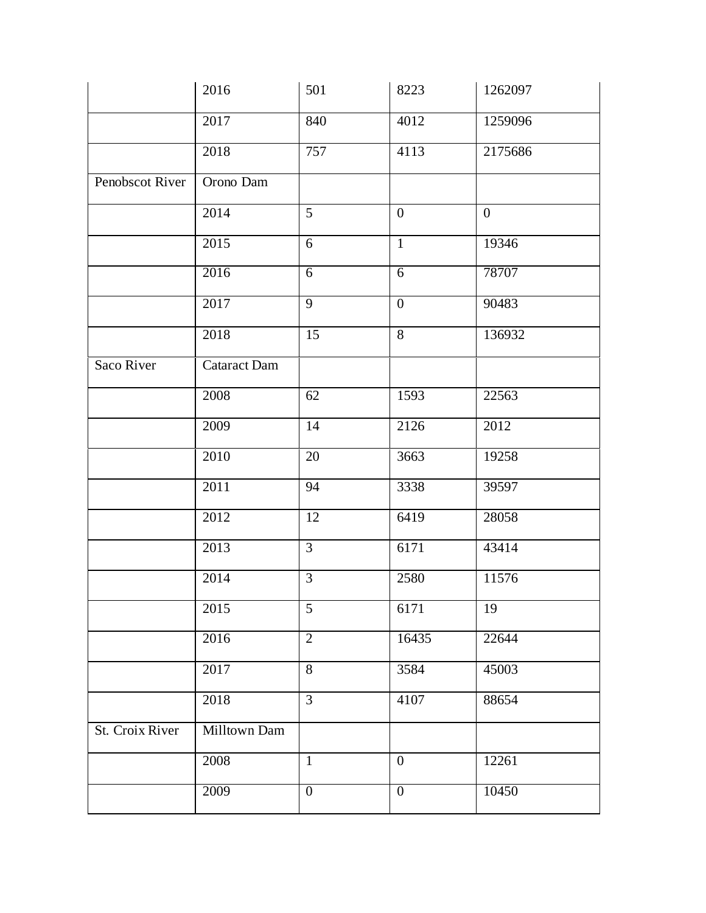| | | | | |
|---|---|---|---|---|
| | 2016 | 501 | 8223 | 1262097 |
| | 2017 | 840 | 4012 | 1259096 |
| | 2018 | 757 | 4113 | 2175686 |
| Penobscot River | Orono Dam | | | |
| | 2014 | 5 | 0 | 0 |
| | 2015 | 6 | 1 | 19346 |
| | 2016 | 6 | 6 | 78707 |
| | 2017 | 9 | 0 | 90483 |
| | 2018 | 15 | 8 | 136932 |
| Saco River | Cataract Dam | | | |
| | 2008 | 62 | 1593 | 22563 |
| | 2009 | 14 | 2126 | 2012 |
| | 2010 | 20 | 3663 | 19258 |
| | 2011 | 94 | 3338 | 39597 |
| | 2012 | 12 | 6419 | 28058 |
| | 2013 | 3 | 6171 | 43414 |
| | 2014 | 3 | 2580 | 11576 |
| | 2015 | 5 | 6171 | 19 |
| | 2016 | 2 | 16435 | 22644 |
| | 2017 | 8 | 3584 | 45003 |
| | 2018 | 3 | 4107 | 88654 |
| St. Croix River | Milltown Dam | | | |
| | 2008 | 1 | 0 | 12261 |
| | 2009 | 0 | 0 | 10450 |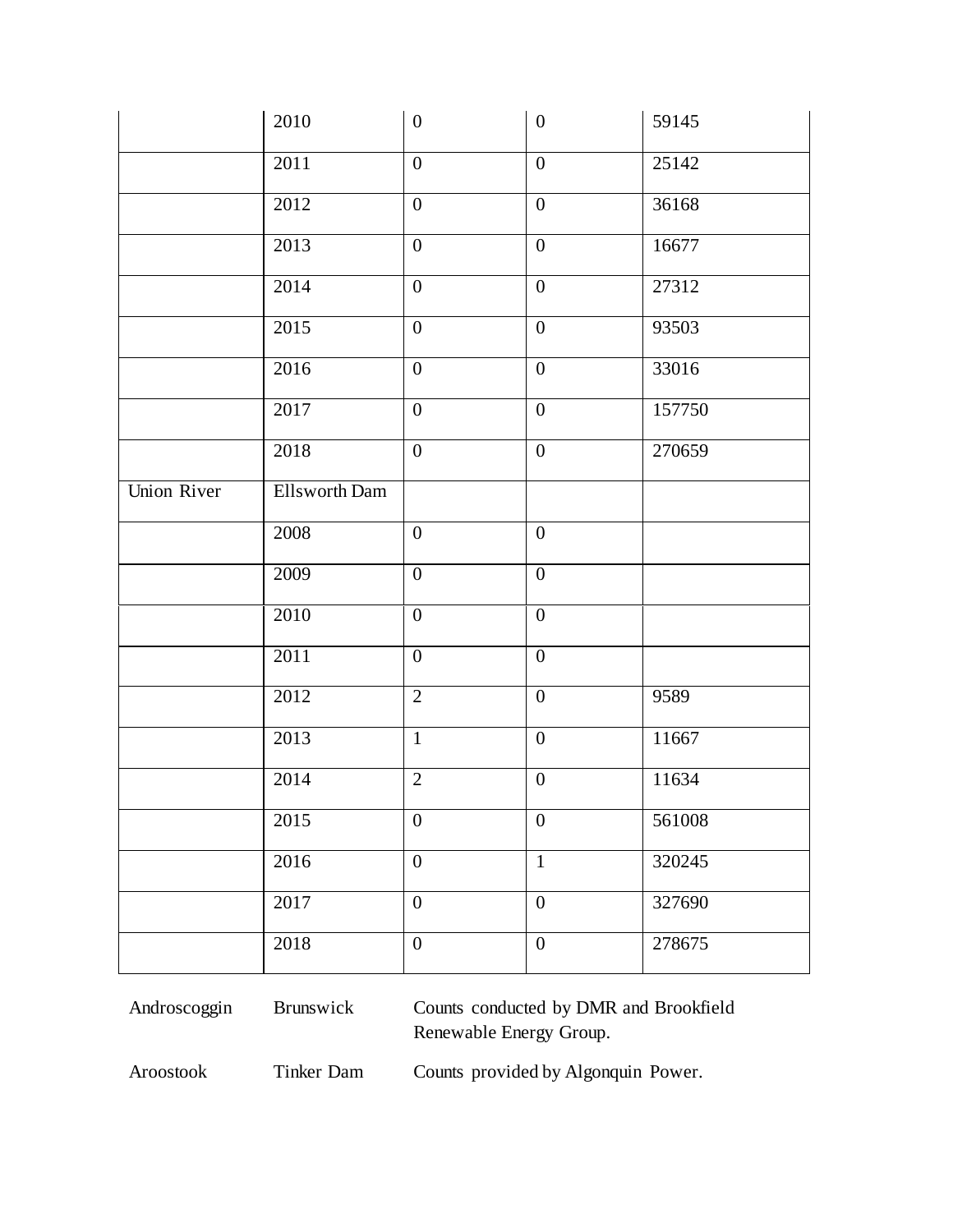| | | | | |
|---|---|---|---|---|
| | 2010 | 0 | 0 | 59145 |
| | 2011 | 0 | 0 | 25142 |
| | 2012 | 0 | 0 | 36168 |
| | 2013 | 0 | 0 | 16677 |
| | 2014 | 0 | 0 | 27312 |
| | 2015 | 0 | 0 | 93503 |
| | 2016 | 0 | 0 | 33016 |
| | 2017 | 0 | 0 | 157750 |
| | 2018 | 0 | 0 | 270659 |
| Union River | Ellsworth Dam | | | |
| | 2008 | 0 | 0 | |
| | 2009 | 0 | 0 | |
| | 2010 | 0 | 0 | |
| | 2011 | 0 | 0 | |
| | 2012 | 2 | 0 | 9589 |
| | 2013 | 1 | 0 | 11667 |
| | 2014 | 2 | 0 | 11634 |
| | 2015 | 0 | 0 | 561008 |
| | 2016 | 0 | 1 | 320245 |
| | 2017 | 0 | 0 | 327690 |
| | 2018 | 0 | 0 | 278675 |

| | | |
|---|---|---|
| Androscoggin | Brunswick | Counts conducted by DMR and Brookfield Renewable Energy Group. |
| Aroostook | Tinker Dam | Counts provided by Algonquin Power. |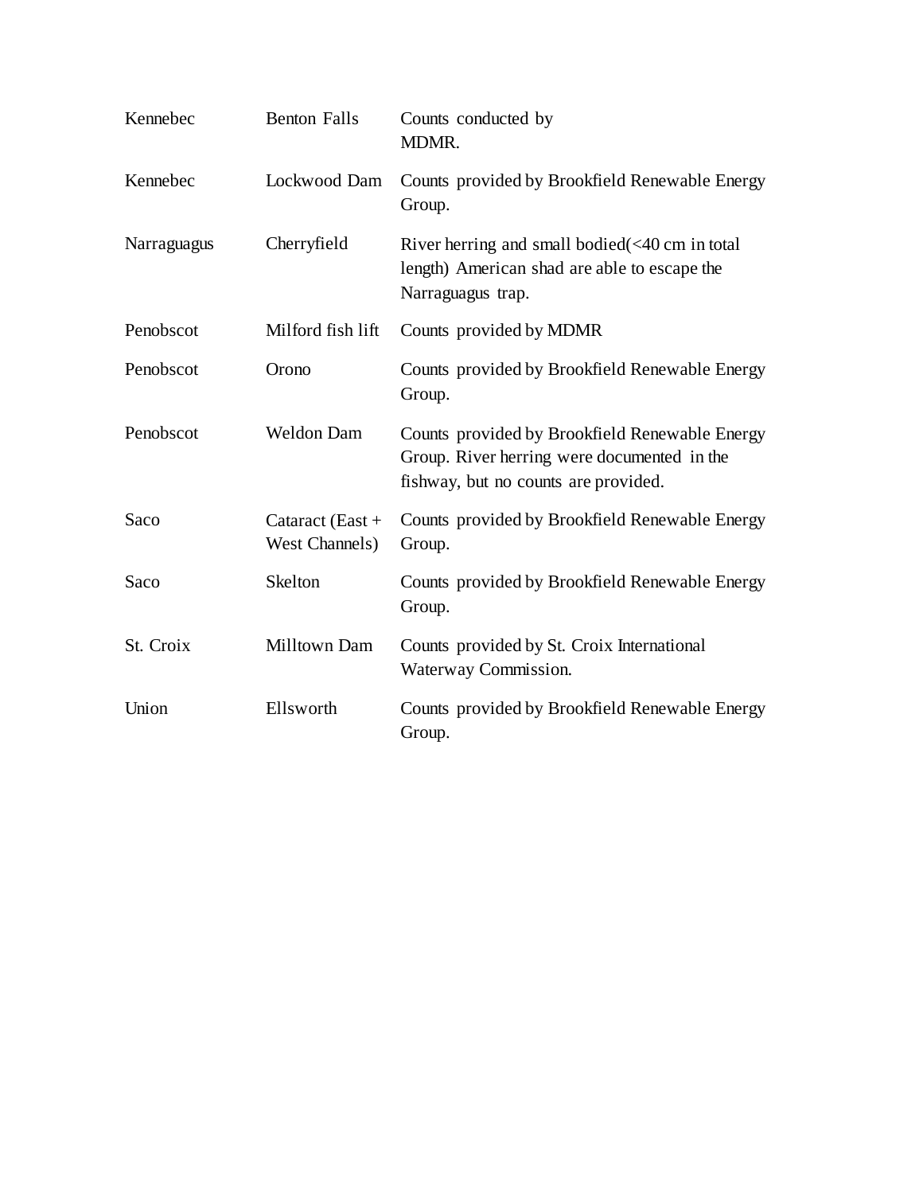| | | |
|---|---|---|
| Kennebec | Benton Falls | Counts conducted by MDMR. |
| Kennebec | Lockwood Dam | Counts provided by Brookfield Renewable Energy Group. |
| Narraguagus | Cherryfield | River herring and small bodied(<40 cm in total length) American shad are able to escape the Narraguagus trap. |
| Penobscot | Milford fish lift | Counts provided by MDMR |
| Penobscot | Orono | Counts provided by Brookfield Renewable Energy Group. |
| Penobscot | Weldon Dam | Counts provided by Brookfield Renewable Energy Group. River herring were documented in the fishway, but no counts are provided. |
| Saco | Cataract (East + West Channels) | Counts provided by Brookfield Renewable Energy Group. |
| Saco | Skelton | Counts provided by Brookfield Renewable Energy Group. |
| St. Croix | Milltown Dam | Counts provided by St. Croix International Waterway Commission. |
| Union | Ellsworth | Counts provided by Brookfield Renewable Energy Group. |